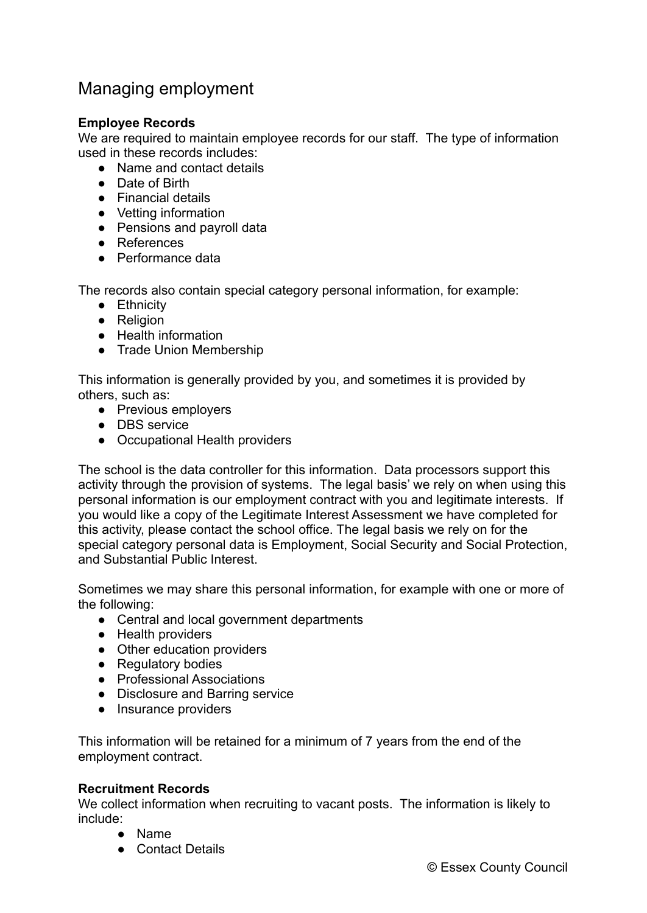# Managing employment

**Employee Records**
We are required to maintain employee records for our staff. The type of information used in these records includes:

- Name and contact details
- Date of Birth
- Financial details
- Vetting information
- Pensions and payroll data
- References
- Performance data

The records also contain special category personal information, for example:

- Ethnicity
- Religion
- Health information
- Trade Union Membership

This information is generally provided by you, and sometimes it is provided by others, such as:

- Previous employers
- DBS service
- Occupational Health providers

The school is the data controller for this information. Data processors support this activity through the provision of systems. The legal basis' we rely on when using this personal information is our employment contract with you and legitimate interests. If you would like a copy of the Legitimate Interest Assessment we have completed for this activity, please contact the school office. The legal basis we rely on for the special category personal data is Employment, Social Security and Social Protection, and Substantial Public Interest.

Sometimes we may share this personal information, for example with one or more of the following:

- Central and local government departments
- Health providers
- Other education providers
- Regulatory bodies
- Professional Associations
- Disclosure and Barring service
- Insurance providers

This information will be retained for a minimum of 7 years from the end of the employment contract.

**Recruitment Records**
We collect information when recruiting to vacant posts. The information is likely to include:

- Name
- Contact Details

© Essex County Council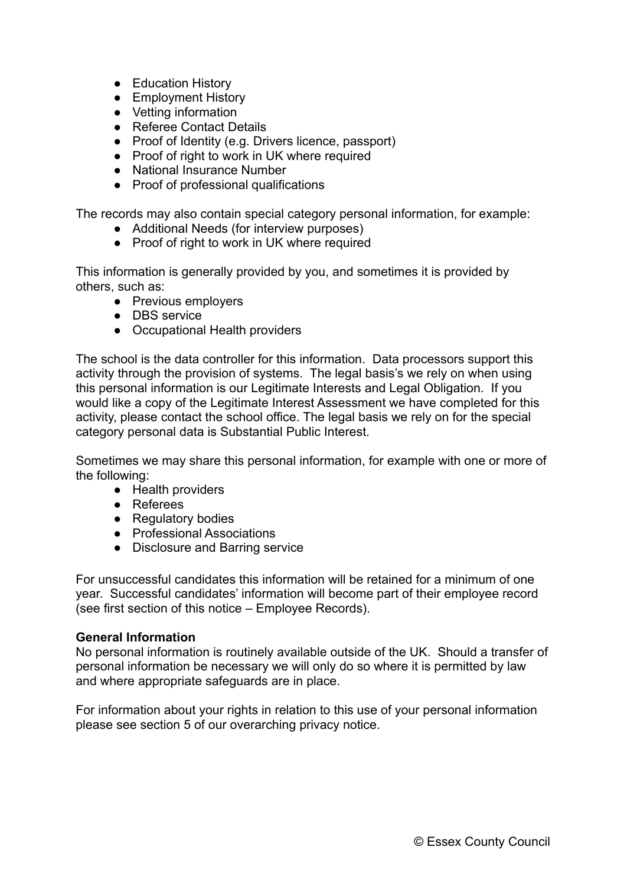- Education History
- Employment History
- Vetting information
- Referee Contact Details
- Proof of Identity (e.g. Drivers licence, passport)
- Proof of right to work in UK where required
- National Insurance Number
- Proof of professional qualifications

The records may also contain special category personal information, for example:

- Additional Needs (for interview purposes)
- Proof of right to work in UK where required

This information is generally provided by you, and sometimes it is provided by others, such as:

- Previous employers
- DBS service
- Occupational Health providers

The school is the data controller for this information. Data processors support this activity through the provision of systems. The legal basis's we rely on when using this personal information is our Legitimate Interests and Legal Obligation. If you would like a copy of the Legitimate Interest Assessment we have completed for this activity, please contact the school office. The legal basis we rely on for the special category personal data is Substantial Public Interest.

Sometimes we may share this personal information, for example with one or more of the following:

- Health providers
- Referees
- Regulatory bodies
- Professional Associations
- Disclosure and Barring service

For unsuccessful candidates this information will be retained for a minimum of one year. Successful candidates' information will become part of their employee record (see first section of this notice – Employee Records).

**General Information**

No personal information is routinely available outside of the UK. Should a transfer of personal information be necessary we will only do so where it is permitted by law and where appropriate safeguards are in place.

For information about your rights in relation to this use of your personal information please see section 5 of our overarching privacy notice.

© Essex County Council